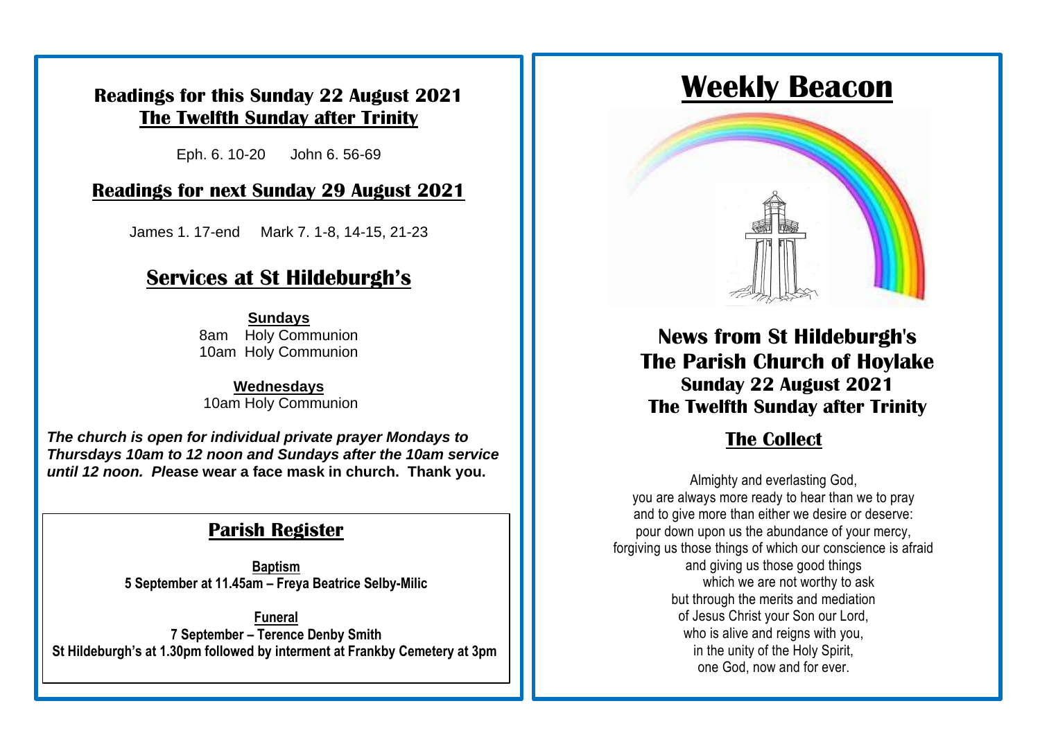## Readings for this Sunday 22 August 2021
## The Twelfth Sunday after Trinity

Eph. 6. 10-20 John 6. 56-69

## Readings for next Sunday 29 August 2021

James 1. 17-end Mark 7. 1-8, 14-15, 21-23

## Services at St Hildeburgh's

**Sundays**
8am Holy Communion
10am Holy Communion

**Wednesdays**
10am Holy Communion

***The church is open for individual private prayer Mondays to Thursdays 10am to 12 noon and Sundays after the 10am service until 12 noon. P*lease wear a face mask in church. Thank you.**

## Parish Register

**Baptism**
**5 September at 11.45am – Freya Beatrice Selby-Milic**

**Funeral**
**7 September – Terence Denby Smith**
**St Hildeburgh's at 1.30pm followed by interment at Frankby Cemetery at 3pm**

# Weekly Beacon

## News from St Hildeburgh's
## The Parish Church of Hoylake
### Sunday 22 August 2021
### The Twelfth Sunday after Trinity

## The Collect

Almighty and everlasting God,
you are always more ready to hear than we to pray
and to give more than either we desire or deserve:
pour down upon us the abundance of your mercy,
forgiving us those things of which our conscience is afraid
and giving us those good things
which we are not worthy to ask
but through the merits and mediation
of Jesus Christ your Son our Lord,
who is alive and reigns with you,
in the unity of the Holy Spirit,
one God, now and for ever.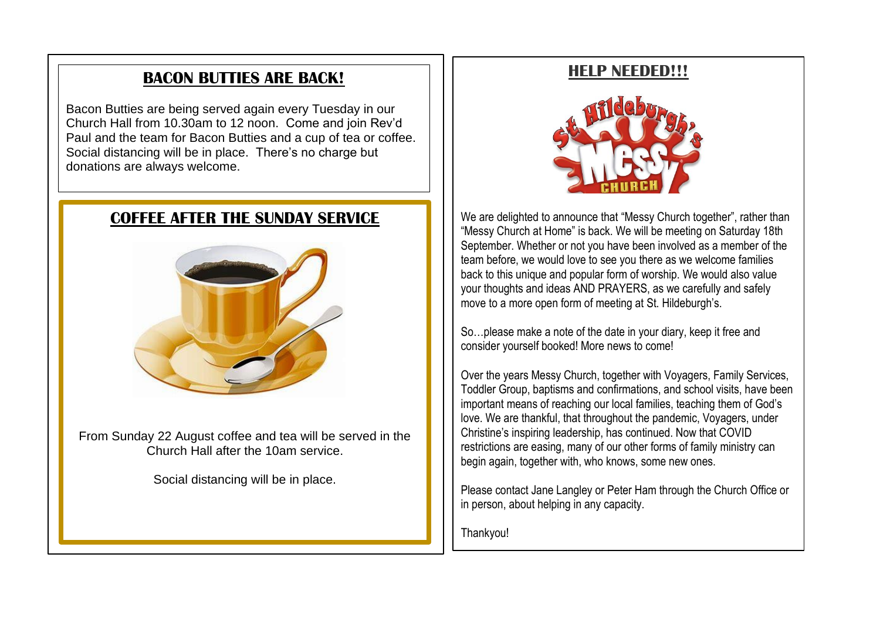## BACON BUTTIES ARE BACK!

Bacon Butties are being served again every Tuesday in our Church Hall from 10.30am to 12 noon. Come and join Rev'd Paul and the team for Bacon Butties and a cup of tea or coffee. Social distancing will be in place. There's no charge but donations are always welcome.

## COFFEE AFTER THE SUNDAY SERVICE

From Sunday 22 August coffee and tea will be served in the Church Hall after the 10am service.

Social distancing will be in place.

## HELP NEEDED!!!

We are delighted to announce that "Messy Church together", rather than "Messy Church at Home" is back. We will be meeting on Saturday 18th September. Whether or not you have been involved as a member of the team before, we would love to see you there as we welcome families back to this unique and popular form of worship. We would also value your thoughts and ideas AND PRAYERS, as we carefully and safely move to a more open form of meeting at St. Hildeburgh's.

So…please make a note of the date in your diary, keep it free and consider yourself booked! More news to come!

Over the years Messy Church, together with Voyagers, Family Services, Toddler Group, baptisms and confirmations, and school visits, have been important means of reaching our local families, teaching them of God's love. We are thankful, that throughout the pandemic, Voyagers, under Christine's inspiring leadership, has continued. Now that COVID restrictions are easing, many of our other forms of family ministry can begin again, together with, who knows, some new ones.

Please contact Jane Langley or Peter Ham through the Church Office or in person, about helping in any capacity.

Thankyou!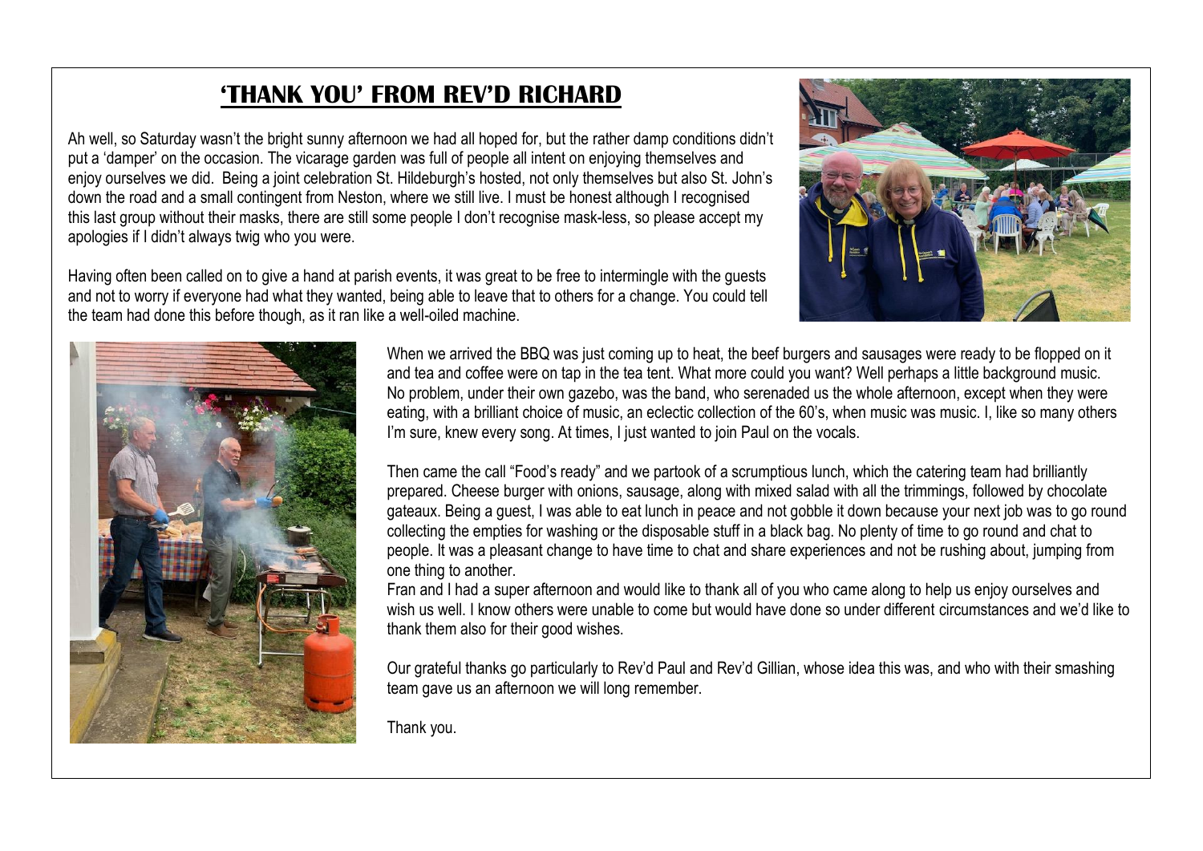# 'THANK YOU' FROM REV'D RICHARD

Ah well, so Saturday wasn't the bright sunny afternoon we had all hoped for, but the rather damp conditions didn't put a 'damper' on the occasion. The vicarage garden was full of people all intent on enjoying themselves and enjoy ourselves we did. Being a joint celebration St. Hildeburgh's hosted, not only themselves but also St. John's down the road and a small contingent from Neston, where we still live. I must be honest although I recognised this last group without their masks, there are still some people I don't recognise mask-less, so please accept my apologies if I didn't always twig who you were.

Having often been called on to give a hand at parish events, it was great to be free to intermingle with the guests and not to worry if everyone had what they wanted, being able to leave that to others for a change. You could tell the team had done this before though, as it ran like a well-oiled machine.

When we arrived the BBQ was just coming up to heat, the beef burgers and sausages were ready to be flopped on it and tea and coffee were on tap in the tea tent. What more could you want? Well perhaps a little background music. No problem, under their own gazebo, was the band, who serenaded us the whole afternoon, except when they were eating, with a brilliant choice of music, an eclectic collection of the 60's, when music was music. I, like so many others I'm sure, knew every song. At times, I just wanted to join Paul on the vocals.

Then came the call "Food's ready" and we partook of a scrumptious lunch, which the catering team had brilliantly prepared. Cheese burger with onions, sausage, along with mixed salad with all the trimmings, followed by chocolate gateaux. Being a guest, I was able to eat lunch in peace and not gobble it down because your next job was to go round collecting the empties for washing or the disposable stuff in a black bag. No plenty of time to go round and chat to people. It was a pleasant change to have time to chat and share experiences and not be rushing about, jumping from one thing to another.

Fran and I had a super afternoon and would like to thank all of you who came along to help us enjoy ourselves and wish us well. I know others were unable to come but would have done so under different circumstances and we'd like to thank them also for their good wishes.

Our grateful thanks go particularly to Rev'd Paul and Rev'd Gillian, whose idea this was, and who with their smashing team gave us an afternoon we will long remember.

Thank you.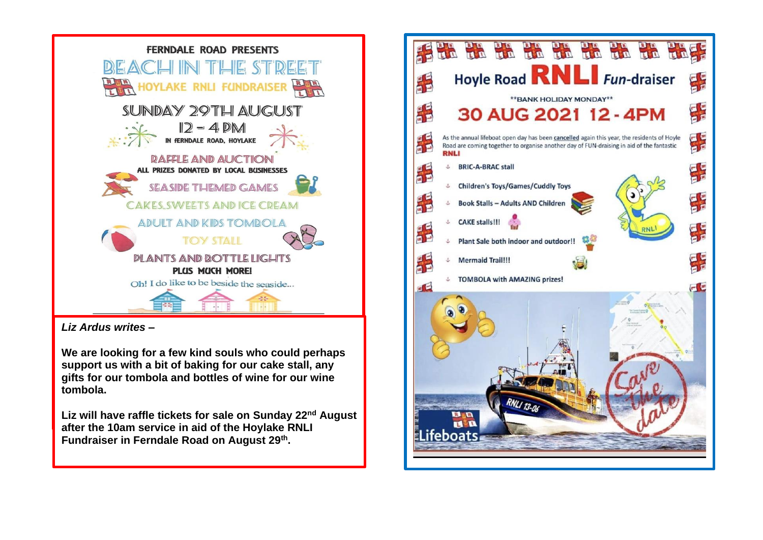FERNDALE ROAD PRESENTS

# BEACH IN THE STREET

## HOYLAKE RNLI FUNDRAISER

## SUNDAY 29TH AUGUST

12 – 4 PM

IN FERNDALE ROAD, HOYLAKE

RAFFLE AND AUCTION

ALL PRIZES DONATED BY LOCAL BUSINESSES

SEASIDE THEMED GAMES

CAKES, SWEETS AND ICE CREAM

ADULT AND KIDS TOMBOLA

TOY STALL

PLANTS AND BOTTLE LIGHTS

PLUS MUCH MORE!

Oh! I do like to be beside the seaside...

***Liz Ardus writes –***

**We are looking for a few kind souls who could perhaps support us with a bit of baking for our cake stall, any gifts for our tombola and bottles of wine for our wine tombola.**

**Liz will have raffle tickets for sale on Sunday 22nd August after the 10am service in aid of the Hoylake RNLI Fundraiser in Ferndale Road on August 29th.**

# Hoyle Road RNLI *Fun*-draiser

**BANK HOLIDAY MONDAY**

## 30 AUG 2021 12 - 4PM

As the annual lifeboat open day has been cancelled again this year, the residents of Hoyle Road are coming together to organise another day of FUN-draising in aid of the fantastic **RNLI**

- BRIC-A-BRAC stall
- Children's Toys/Games/Cuddly Toys
- Book Stalls – Adults AND Children
- CAKE stalls!!!
- Plant Sale both indoor and outdoor!!
- Mermaid Trail!!!
- TOMBOLA with AMAZING prizes!

RNLI 13-06

Lifeboats

Save the date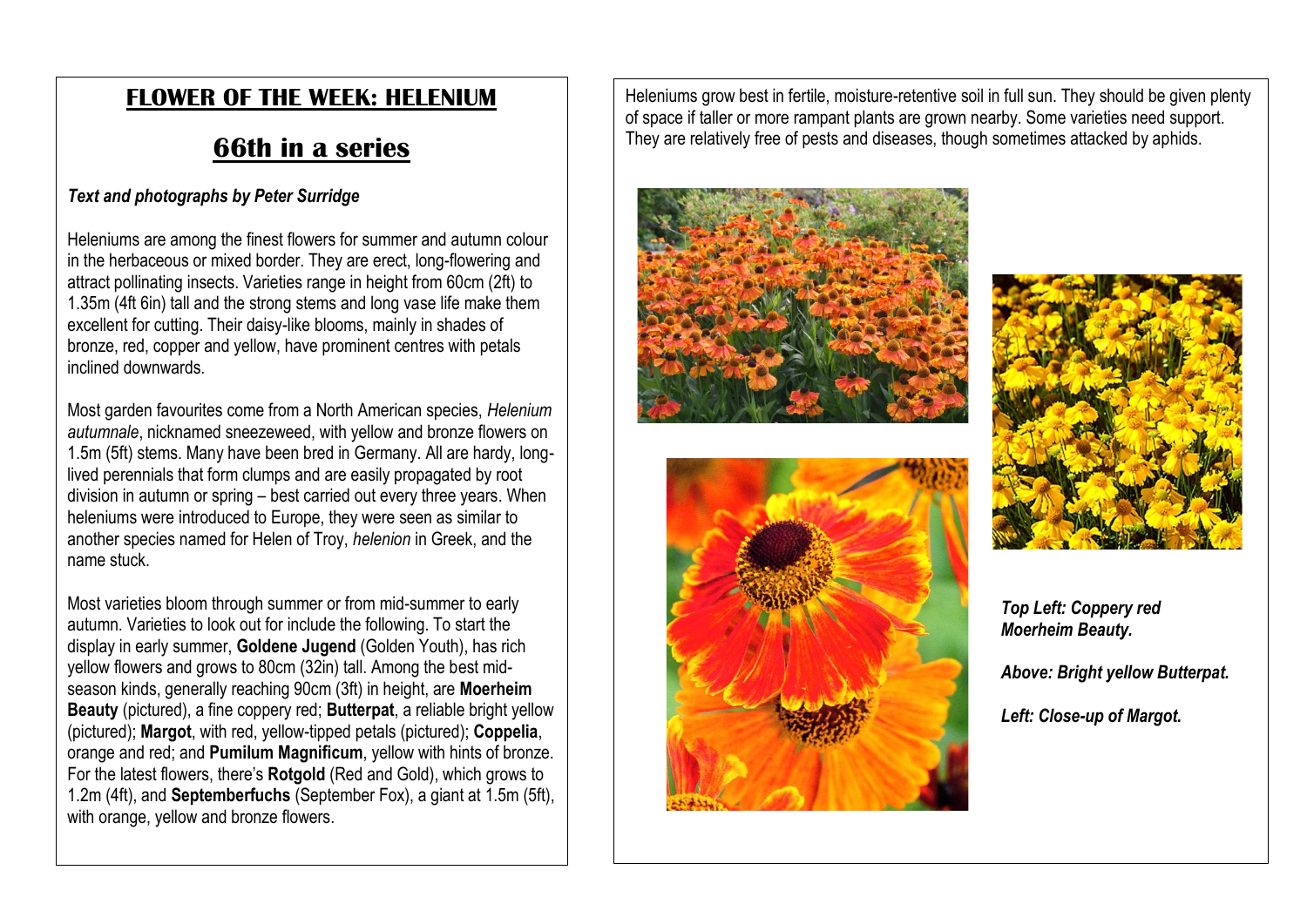# FLOWER OF THE WEEK: HELENIUM

## 66th in a series

***Text and photographs by Peter Surridge***

Heleniums are among the finest flowers for summer and autumn colour in the herbaceous or mixed border. They are erect, long-flowering and attract pollinating insects. Varieties range in height from 60cm (2ft) to 1.35m (4ft 6in) tall and the strong stems and long vase life make them excellent for cutting. Their daisy-like blooms, mainly in shades of bronze, red, copper and yellow, have prominent centres with petals inclined downwards.

Most garden favourites come from a North American species, *Helenium autumnale*, nicknamed sneezeweed, with yellow and bronze flowers on 1.5m (5ft) stems. Many have been bred in Germany. All are hardy, long-lived perennials that form clumps and are easily propagated by root division in autumn or spring – best carried out every three years. When heleniums were introduced to Europe, they were seen as similar to another species named for Helen of Troy, *helenion* in Greek, and the name stuck.

Most varieties bloom through summer or from mid-summer to early autumn. Varieties to look out for include the following. To start the display in early summer, **Goldene Jugend** (Golden Youth), has rich yellow flowers and grows to 80cm (32in) tall. Among the best mid-season kinds, generally reaching 90cm (3ft) in height, are **Moerheim Beauty** (pictured), a fine coppery red; **Butterpat**, a reliable bright yellow (pictured); **Margot**, with red, yellow-tipped petals (pictured); **Coppelia**, orange and red; and **Pumilum Magnificum**, yellow with hints of bronze. For the latest flowers, there's **Rotgold** (Red and Gold), which grows to 1.2m (4ft), and **Septemberfuchs** (September Fox), a giant at 1.5m (5ft), with orange, yellow and bronze flowers.

Heleniums grow best in fertile, moisture-retentive soil in full sun. They should be given plenty of space if taller or more rampant plants are grown nearby. Some varieties need support. They are relatively free of pests and diseases, though sometimes attacked by aphids.

***Top Left: Coppery red Moerheim Beauty.***

***Above: Bright yellow Butterpat.***

***Left: Close-up of Margot.***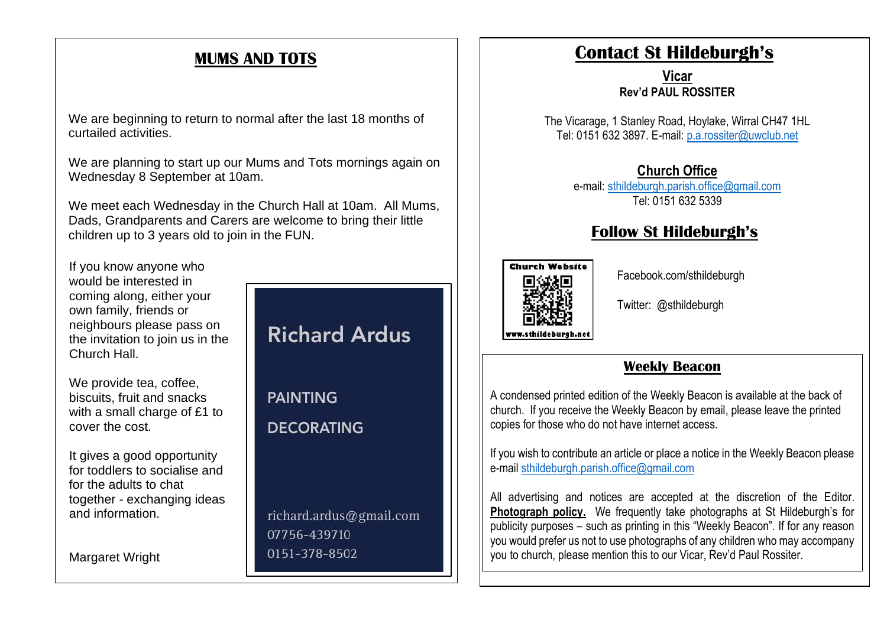## MUMS AND TOTS

We are beginning to return to normal after the last 18 months of curtailed activities.

We are planning to start up our Mums and Tots mornings again on Wednesday 8 September at 10am.

We meet each Wednesday in the Church Hall at 10am. All Mums, Dads, Grandparents and Carers are welcome to bring their little children up to 3 years old to join in the FUN.

If you know anyone who would be interested in coming along, either your own family, friends or neighbours please pass on the invitation to join us in the Church Hall.

We provide tea, coffee, biscuits, fruit and snacks with a small charge of £1 to cover the cost.

It gives a good opportunity for toddlers to socialise and for the adults to chat together - exchanging ideas and information.

Margaret Wright

Richard Ardus

PAINTING

DECORATING

richard.ardus@gmail.com
07756-439710
0151-378-8502

## Contact St Hildeburgh's

**Vicar**
**Rev'd PAUL ROSSITER**

The Vicarage, 1 Stanley Road, Hoylake, Wirral CH47 1HL
Tel: 0151 632 3897. E-mail: p.a.rossiter@uwclub.net

**Church Office**
e-mail: sthildeburgh.parish.office@gmail.com
Tel: 0151 632 5339

## Follow St Hildeburgh's

Church Website
www.sthildeburgh.net

Facebook.com/sthildeburgh

Twitter: @sthildeburgh

### Weekly Beacon

A condensed printed edition of the Weekly Beacon is available at the back of church. If you receive the Weekly Beacon by email, please leave the printed copies for those who do not have internet access.

If you wish to contribute an article or place a notice in the Weekly Beacon please e-mail sthildeburgh.parish.office@gmail.com

All advertising and notices are accepted at the discretion of the Editor. **Photograph policy.** We frequently take photographs at St Hildeburgh's for publicity purposes – such as printing in this "Weekly Beacon". If for any reason you would prefer us not to use photographs of any children who may accompany you to church, please mention this to our Vicar, Rev'd Paul Rossiter.